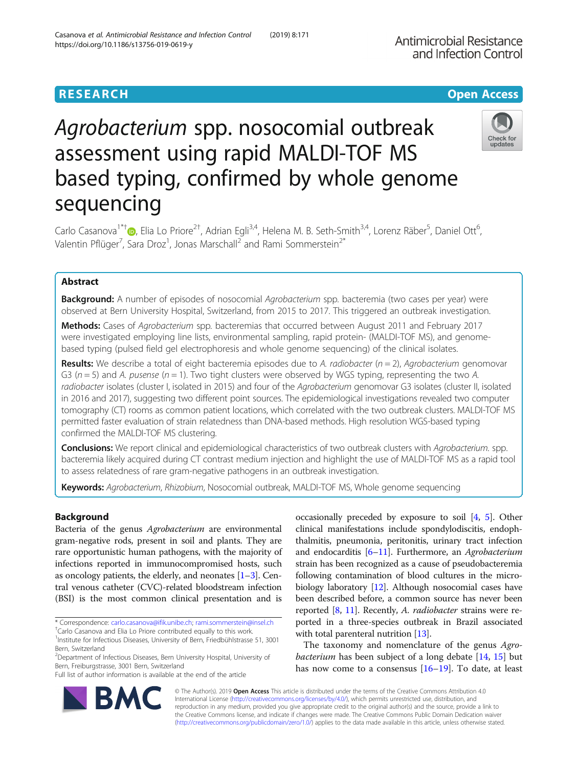**RESEARCH** **Open Access**

# *Agrobacterium* spp. nosocomial outbreak assessment using rapid MALDI-TOF MS based typing, confirmed by whole genome sequencing

Carlo Casanova[1*†], Elia Lo Priore[2†], Adrian Egli[3,4], Helena M. B. Seth-Smith[3,4], Lorenz Räber[5], Daniel Ott[6], Valentin Pflüger[7], Sara Droz[1], Jonas Marschall[2] and Rami Sommerstein[2*]

## Abstract

**Background:** A number of episodes of nosocomial *Agrobacterium* spp. bacteremia (two cases per year) were observed at Bern University Hospital, Switzerland, from 2015 to 2017. This triggered an outbreak investigation.

**Methods:** Cases of *Agrobacterium* spp. bacteremias that occurred between August 2011 and February 2017 were investigated employing line lists, environmental sampling, rapid protein- (MALDI-TOF MS), and genome-based typing (pulsed field gel electrophoresis and whole genome sequencing) of the clinical isolates.

**Results:** We describe a total of eight bacteremia episodes due to *A. radiobacter* (*n* = 2), *Agrobacterium* genomovar G3 (*n* = 5) and *A. pusense* (*n* = 1). Two tight clusters were observed by WGS typing, representing the two *A. radiobacter* isolates (cluster I, isolated in 2015) and four of the *Agrobacterium* genomovar G3 isolates (cluster II, isolated in 2016 and 2017), suggesting two different point sources. The epidemiological investigations revealed two computer tomography (CT) rooms as common patient locations, which correlated with the two outbreak clusters. MALDI-TOF MS permitted faster evaluation of strain relatedness than DNA-based methods. High resolution WGS-based typing confirmed the MALDI-TOF MS clustering.

**Conclusions:** We report clinical and epidemiological characteristics of two outbreak clusters with *Agrobacterium*. spp. bacteremia likely acquired during CT contrast medium injection and highlight the use of MALDI-TOF MS as a rapid tool to assess relatedness of rare gram-negative pathogens in an outbreak investigation.

**Keywords:** *Agrobacterium*, *Rhizobium*, Nosocomial outbreak, MALDI-TOF MS, Whole genome sequencing

## Background

Bacteria of the genus *Agrobacterium* are environmental gram-negative rods, present in soil and plants. They are rare opportunistic human pathogens, with the majority of infections reported in immunocompromised hosts, such as oncology patients, the elderly, and neonates [1–3]. Central venous catheter (CVC)-related bloodstream infection (BSI) is the most common clinical presentation and is occasionally preceded by exposure to soil [4, 5]. Other clinical manifestations include spondylodiscitis, endophthalmitis, pneumonia, peritonitis, urinary tract infection and endocarditis [6–11]. Furthermore, an *Agrobacterium* strain has been recognized as a cause of pseudobacteremia following contamination of blood cultures in the microbiology laboratory [12]. Although nosocomial cases have been described before, a common source has never been reported [8, 11]. Recently, *A. radiobacter* strains were reported in a three-species outbreak in Brazil associated with total parenteral nutrition [13].

The taxonomy and nomenclature of the genus *Agrobacterium* has been subject of a long debate [14, 15] but has now come to a consensus [16–19]. To date, at least

---

* Correspondence: carlo.casanova@ifik.unibe.ch; rami.sommerstein@insel.ch
†Carlo Casanova and Elia Lo Priore contributed equally to this work.
1 Institute for Infectious Diseases, University of Bern, Friedbühlstrasse 51, 3001 Bern, Switzerland
2 Department of Infectious Diseases, Bern University Hospital, University of Bern, Freiburgstrasse, 3001 Bern, Switzerland
Full list of author information is available at the end of the article

© The Author(s). 2019 **Open Access** This article is distributed under the terms of the Creative Commons Attribution 4.0 International License (http://creativecommons.org/licenses/by/4.0/), which permits unrestricted use, distribution, and reproduction in any medium, provided you give appropriate credit to the original author(s) and the source, provide a link to the Creative Commons license, and indicate if changes were made. The Creative Commons Public Domain Dedication waiver (http://creativecommons.org/publicdomain/zero/1.0/) applies to the data made available in this article, unless otherwise stated.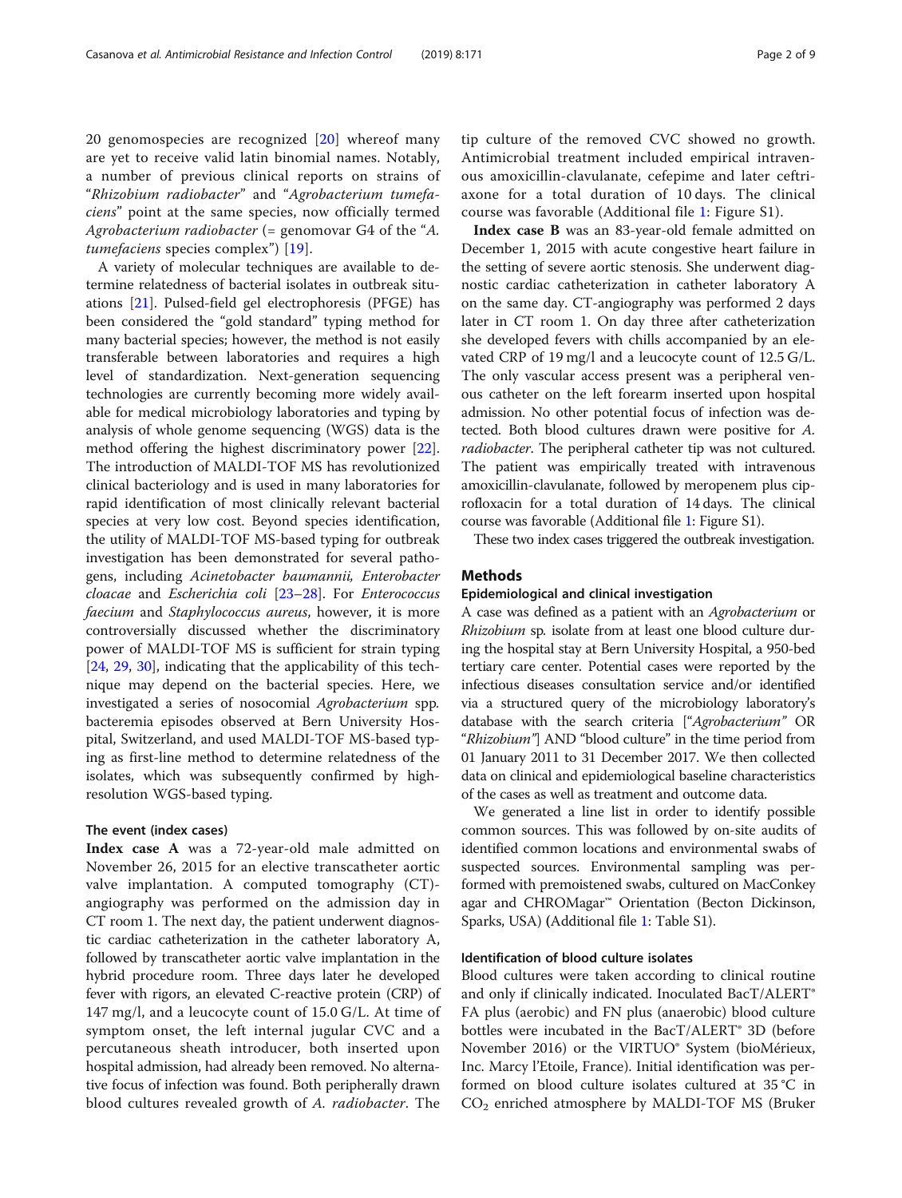20 genomospecies are recognized [20] whereof many are yet to receive valid latin binomial names. Notably, a number of previous clinical reports on strains of "*Rhizobium radiobacter*" and "*Agrobacterium tumefaciens*" point at the same species, now officially termed *Agrobacterium radiobacter* (= genomovar G4 of the "*A. tumefaciens* species complex") [19].

A variety of molecular techniques are available to determine relatedness of bacterial isolates in outbreak situations [21]. Pulsed-field gel electrophoresis (PFGE) has been considered the "gold standard" typing method for many bacterial species; however, the method is not easily transferable between laboratories and requires a high level of standardization. Next-generation sequencing technologies are currently becoming more widely available for medical microbiology laboratories and typing by analysis of whole genome sequencing (WGS) data is the method offering the highest discriminatory power [22]. The introduction of MALDI-TOF MS has revolutionized clinical bacteriology and is used in many laboratories for rapid identification of most clinically relevant bacterial species at very low cost. Beyond species identification, the utility of MALDI-TOF MS-based typing for outbreak investigation has been demonstrated for several pathogens, including *Acinetobacter baumannii*, *Enterobacter cloacae* and *Escherichia coli* [23–28]. For *Enterococcus faecium* and *Staphylococcus aureus*, however, it is more controversially discussed whether the discriminatory power of MALDI-TOF MS is sufficient for strain typing [24, 29, 30], indicating that the applicability of this technique may depend on the bacterial species. Here, we investigated a series of nosocomial *Agrobacterium* spp. bacteremia episodes observed at Bern University Hospital, Switzerland, and used MALDI-TOF MS-based typing as first-line method to determine relatedness of the isolates, which was subsequently confirmed by high-resolution WGS-based typing.

### The event (index cases)

**Index case A** was a 72-year-old male admitted on November 26, 2015 for an elective transcatheter aortic valve implantation. A computed tomography (CT)-angiography was performed on the admission day in CT room 1. The next day, the patient underwent diagnostic cardiac catheterization in the catheter laboratory A, followed by transcatheter aortic valve implantation in the hybrid procedure room. Three days later he developed fever with rigors, an elevated C-reactive protein (CRP) of 147 mg/l, and a leucocyte count of 15.0 G/L. At time of symptom onset, the left internal jugular CVC and a percutaneous sheath introducer, both inserted upon hospital admission, had already been removed. No alternative focus of infection was found. Both peripherally drawn blood cultures revealed growth of *A. radiobacter*. The tip culture of the removed CVC showed no growth. Antimicrobial treatment included empirical intravenous amoxicillin-clavulanate, cefepime and later ceftriaxone for a total duration of 10 days. The clinical course was favorable (Additional file 1: Figure S1).

**Index case B** was an 83-year-old female admitted on December 1, 2015 with acute congestive heart failure in the setting of severe aortic stenosis. She underwent diagnostic cardiac catheterization in catheter laboratory A on the same day. CT-angiography was performed 2 days later in CT room 1. On day three after catheterization she developed fevers with chills accompanied by an elevated CRP of 19 mg/l and a leucocyte count of 12.5 G/L. The only vascular access present was a peripheral venous catheter on the left forearm inserted upon hospital admission. No other potential focus of infection was detected. Both blood cultures drawn were positive for *A. radiobacter*. The peripheral catheter tip was not cultured. The patient was empirically treated with intravenous amoxicillin-clavulanate, followed by meropenem plus ciprofloxacin for a total duration of 14 days. The clinical course was favorable (Additional file 1: Figure S1).

These two index cases triggered the outbreak investigation.

## Methods

### Epidemiological and clinical investigation

A case was defined as a patient with an *Agrobacterium* or *Rhizobium* sp. isolate from at least one blood culture during the hospital stay at Bern University Hospital, a 950-bed tertiary care center. Potential cases were reported by the infectious diseases consultation service and/or identified via a structured query of the microbiology laboratory's database with the search criteria ["*Agrobacterium*" OR "*Rhizobium*"] AND "blood culture" in the time period from 01 January 2011 to 31 December 2017. We then collected data on clinical and epidemiological baseline characteristics of the cases as well as treatment and outcome data.

We generated a line list in order to identify possible common sources. This was followed by on-site audits of identified common locations and environmental swabs of suspected sources. Environmental sampling was performed with premoistened swabs, cultured on MacConkey agar and CHROMagar™ Orientation (Becton Dickinson, Sparks, USA) (Additional file 1: Table S1).

### Identification of blood culture isolates

Blood cultures were taken according to clinical routine and only if clinically indicated. Inoculated BacT/ALERT® FA plus (aerobic) and FN plus (anaerobic) blood culture bottles were incubated in the BacT/ALERT® 3D (before November 2016) or the VIRTUO® System (bioMérieux, Inc. Marcy l'Etoile, France). Initial identification was performed on blood culture isolates cultured at 35 °C in $CO_2$ enriched atmosphere by MALDI-TOF MS (Bruker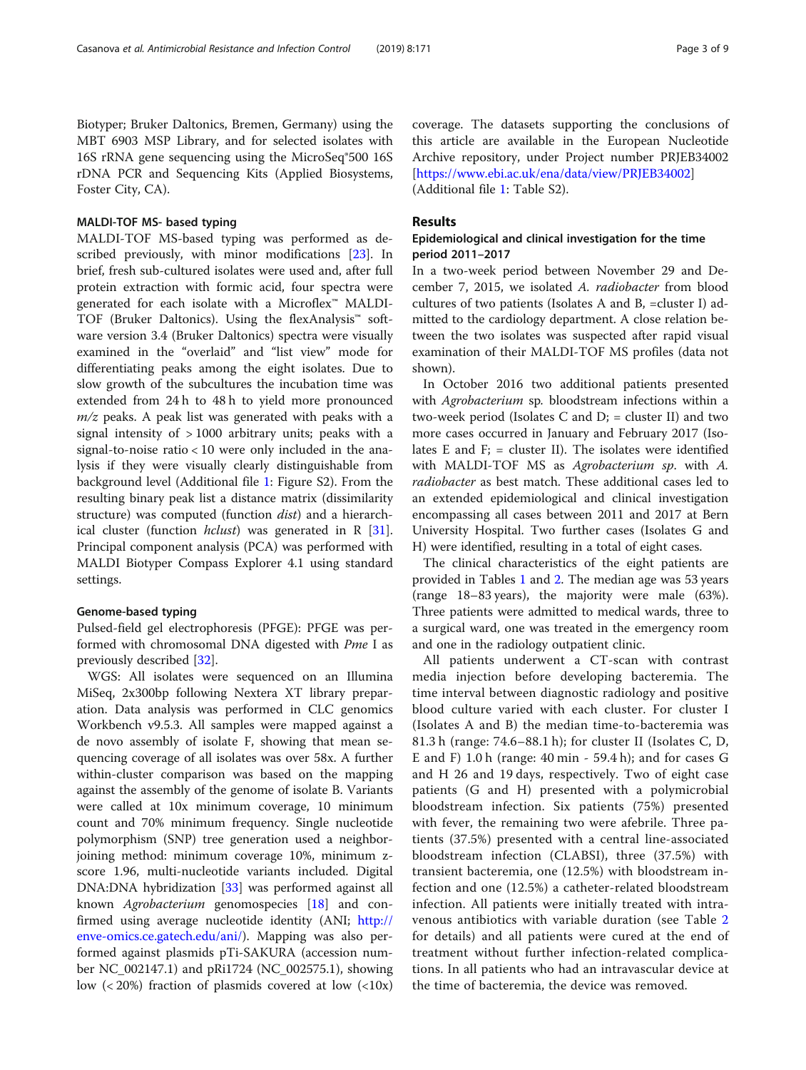Biotyper; Bruker Daltonics, Bremen, Germany) using the MBT 6903 MSP Library, and for selected isolates with 16S rRNA gene sequencing using the MicroSeq®500 16S rDNA PCR and Sequencing Kits (Applied Biosystems, Foster City, CA).

#### MALDI-TOF MS- based typing

MALDI-TOF MS-based typing was performed as described previously, with minor modifications [23]. In brief, fresh sub-cultured isolates were used and, after full protein extraction with formic acid, four spectra were generated for each isolate with a Microflex™ MALDI-TOF (Bruker Daltonics). Using the flexAnalysis™ software version 3.4 (Bruker Daltonics) spectra were visually examined in the "overlaid" and "list view" mode for differentiating peaks among the eight isolates. Due to slow growth of the subcultures the incubation time was extended from 24 h to 48 h to yield more pronounced *m/z* peaks. A peak list was generated with peaks with a signal intensity of > 1000 arbitrary units; peaks with a signal-to-noise ratio < 10 were only included in the analysis if they were visually clearly distinguishable from background level (Additional file 1: Figure S2). From the resulting binary peak list a distance matrix (dissimilarity structure) was computed (function *dist*) and a hierarchical cluster (function *hclust*) was generated in R [31]. Principal component analysis (PCA) was performed with MALDI Biotyper Compass Explorer 4.1 using standard settings.

#### Genome-based typing

Pulsed-field gel electrophoresis (PFGE): PFGE was performed with chromosomal DNA digested with *Pme* I as previously described [32].

WGS: All isolates were sequenced on an Illumina MiSeq, 2x300bp following Nextera XT library preparation. Data analysis was performed in CLC genomics Workbench v9.5.3. All samples were mapped against a de novo assembly of isolate F, showing that mean sequencing coverage of all isolates was over 58x. A further within-cluster comparison was based on the mapping against the assembly of the genome of isolate B. Variants were called at 10x minimum coverage, 10 minimum count and 70% minimum frequency. Single nucleotide polymorphism (SNP) tree generation used a neighbor-joining method: minimum coverage 10%, minimum z-score 1.96, multi-nucleotide variants included. Digital DNA:DNA hybridization [33] was performed against all known *Agrobacterium* genomospecies [18] and confirmed using average nucleotide identity (ANI; http://enve-omics.ce.gatech.edu/ani/). Mapping was also performed against plasmids pTi-SAKURA (accession number NC_002147.1) and pRi1724 (NC_002575.1), showing low (< 20%) fraction of plasmids covered at low (<10x) coverage. The datasets supporting the conclusions of this article are available in the European Nucleotide Archive repository, under Project number PRJEB34002 [https://www.ebi.ac.uk/ena/data/view/PRJEB34002] (Additional file 1: Table S2).

## Results

### Epidemiological and clinical investigation for the time period 2011–2017

In a two-week period between November 29 and December 7, 2015, we isolated *A. radiobacter* from blood cultures of two patients (Isolates A and B, =cluster I) admitted to the cardiology department. A close relation between the two isolates was suspected after rapid visual examination of their MALDI-TOF MS profiles (data not shown).

In October 2016 two additional patients presented with *Agrobacterium* sp. bloodstream infections within a two-week period (Isolates C and D; = cluster II) and two more cases occurred in January and February 2017 (Isolates E and F; = cluster II). The isolates were identified with MALDI-TOF MS as *Agrobacterium sp.* with *A. radiobacter* as best match. These additional cases led to an extended epidemiological and clinical investigation encompassing all cases between 2011 and 2017 at Bern University Hospital. Two further cases (Isolates G and H) were identified, resulting in a total of eight cases.

The clinical characteristics of the eight patients are provided in Tables 1 and 2. The median age was 53 years (range 18–83 years), the majority were male (63%). Three patients were admitted to medical wards, three to a surgical ward, one was treated in the emergency room and one in the radiology outpatient clinic.

All patients underwent a CT-scan with contrast media injection before developing bacteremia. The time interval between diagnostic radiology and positive blood culture varied with each cluster. For cluster I (Isolates A and B) the median time-to-bacteremia was 81.3 h (range: 74.6–88.1 h); for cluster II (Isolates C, D, E and F) 1.0 h (range: 40 min - 59.4 h); and for cases G and H 26 and 19 days, respectively. Two of eight case patients (G and H) presented with a polymicrobial bloodstream infection. Six patients (75%) presented with fever, the remaining two were afebrile. Three patients (37.5%) presented with a central line-associated bloodstream infection (CLABSI), three (37.5%) with transient bacteremia, one (12.5%) with bloodstream infection and one (12.5%) a catheter-related bloodstream infection. All patients were initially treated with intravenous antibiotics with variable duration (see Table 2 for details) and all patients were cured at the end of treatment without further infection-related complications. In all patients who had an intravascular device at the time of bacteremia, the device was removed.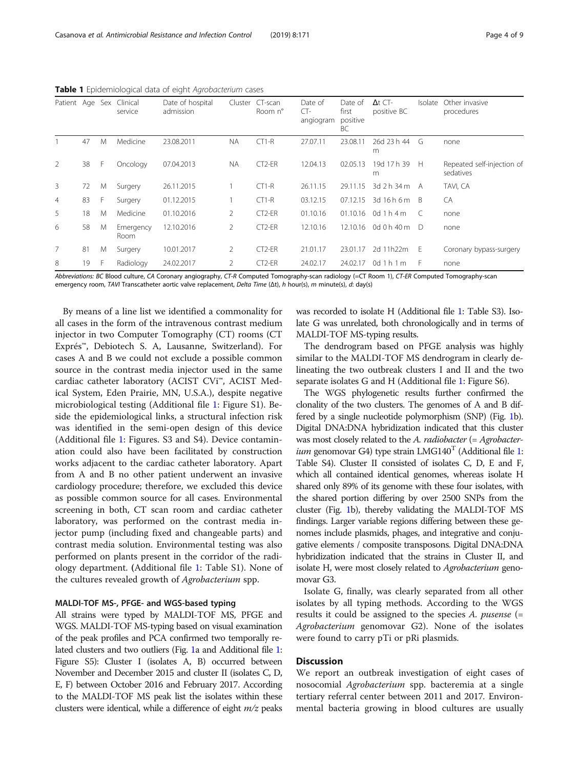**Table 1** Epidemiological data of eight *Agrobacterium* cases

| Patient | Age | Sex | Clinical service | Date of hospital admission | Cluster | CT-scan Room n° | Date of CT-angiogram | Date of first positive BC | Δt CT-positive BC | Isolate | Other invasive procedures |
|---|---|---|---|---|---|---|---|---|---|---|---|
| 1 | 47 | M | Medicine | 23.08.2011 | NA | CT1-R | 27.07.11 | 23.08.11 | 26d 23 h 44 m | G | none |
| 2 | 38 | F | Oncology | 07.04.2013 | NA | CT2-ER | 12.04.13 | 02.05.13 | 19d 17 h 39 m | H | Repeated self-injection of sedatives |
| 3 | 72 | M | Surgery | 26.11.2015 | 1 | CT1-R | 26.11.15 | 29.11.15 | 3d 2 h 34 m | A | TAVI, CA |
| 4 | 83 | F | Surgery | 01.12.2015 | 1 | CT1-R | 03.12.15 | 07.12.15 | 3d 16 h 6 m | B | CA |
| 5 | 18 | M | Medicine | 01.10.2016 | 2 | CT2-ER | 01.10.16 | 01.10.16 | 0d 1 h 4 m | C | none |
| 6 | 58 | M | Emergency Room | 12.10.2016 | 2 | CT2-ER | 12.10.16 | 12.10.16 | 0d 0 h 40 m | D | none |
| 7 | 81 | M | Surgery | 10.01.2017 | 2 | CT2-ER | 21.01.17 | 23.01.17 | 2d 11h22m | E | Coronary bypass-surgery |
| 8 | 19 | F | Radiology | 24.02.2017 | 2 | CT2-ER | 24.02.17 | 24.02.17 | 0d 1 h 1 m | F | none |

*Abbreviations: BC* Blood culture, *CA* Coronary angiography, *CT-R* Computed Tomography-scan radiology (=CT Room 1), *CT-ER* Computed Tomography-scan emergency room, *TAVI* Transcatheter aortic valve replacement, *Delta Time* (Δt), *h* hour(s), *m* minute(s), *d*: day(s)

By means of a line list we identified a commonality for all cases in the form of the intravenous contrast medium injector in two Computer Tomography (CT) rooms (CT Exprés™, Debiotech S. A, Lausanne, Switzerland). For cases A and B we could not exclude a possible common source in the contrast media injector used in the same cardiac catheter laboratory (ACIST CV*i*™, ACIST Medical System, Eden Prairie, MN, U.S.A.), despite negative microbiological testing (Additional file 1: Figure S1). Beside the epidemiological links, a structural infection risk was identified in the semi-open design of this device (Additional file 1: Figures. S3 and S4). Device contamination could also have been facilitated by construction works adjacent to the cardiac catheter laboratory. Apart from A and B no other patient underwent an invasive cardiology procedure; therefore, we excluded this device as possible common source for all cases. Environmental screening in both, CT scan room and cardiac catheter laboratory, was performed on the contrast media injector pump (including fixed and changeable parts) and contrast media solution. Environmental testing was also performed on plants present in the corridor of the radiology department. (Additional file 1: Table S1). None of the cultures revealed growth of *Agrobacterium* spp.

### MALDI-TOF MS-, PFGE- and WGS-based typing

All strains were typed by MALDI-TOF MS, PFGE and WGS. MALDI-TOF MS-typing based on visual examination of the peak profiles and PCA confirmed two temporally related clusters and two outliers (Fig. 1a and Additional file 1: Figure S5): Cluster I (isolates A, B) occurred between November and December 2015 and cluster II (isolates C, D, E, F) between October 2016 and February 2017. According to the MALDI-TOF MS peak list the isolates within these clusters were identical, while a difference of eight *m/z* peaks was recorded to isolate H (Additional file 1: Table S3). Isolate G was unrelated, both chronologically and in terms of MALDI-TOF MS-typing results.

The dendrogram based on PFGE analysis was highly similar to the MALDI-TOF MS dendrogram in clearly delineating the two outbreak clusters I and II and the two separate isolates G and H (Additional file 1: Figure S6).

The WGS phylogenetic results further confirmed the clonality of the two clusters. The genomes of A and B differed by a single nucleotide polymorphism (SNP) (Fig. 1b). Digital DNA:DNA hybridization indicated that this cluster was most closely related to the *A. radiobacter* (= *Agrobacterium* genomovar G4) type strain LMG140$^T$ (Additional file 1: Table S4). Cluster II consisted of isolates C, D, E and F, which all contained identical genomes, whereas isolate H shared only 89% of its genome with these four isolates, with the shared portion differing by over 2500 SNPs from the cluster (Fig. 1b), thereby validating the MALDI-TOF MS findings. Larger variable regions differing between these genomes include plasmids, phages, and integrative and conjugative elements / composite transposons. Digital DNA:DNA hybridization indicated that the strains in Cluster II, and isolate H, were most closely related to *Agrobacterium* genomovar G3.

Isolate G, finally, was clearly separated from all other isolates by all typing methods. According to the WGS results it could be assigned to the species *A. pusense* (= *Agrobacterium* genomovar G2). None of the isolates were found to carry pTi or pRi plasmids.

## Discussion

We report an outbreak investigation of eight cases of nosocomial *Agrobacterium* spp. bacteremia at a single tertiary referral center between 2011 and 2017. Environmental bacteria growing in blood cultures are usually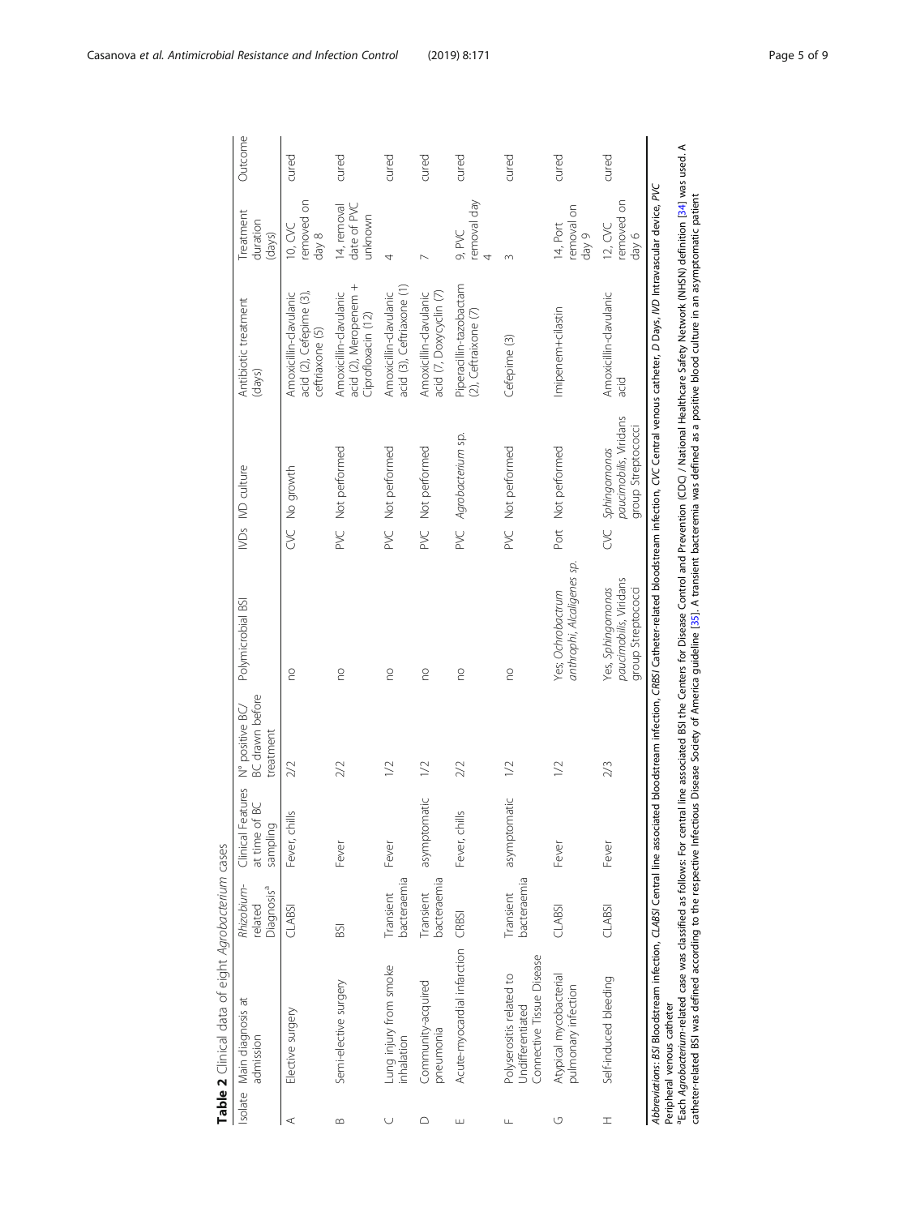**Table 2** Clinical data of eight *Agrobacterium* cases

| Isolate | Main diagnosis at admission | *Rhizobium*-related Diagnosis[a] | Clinical Features at time of BC sampling | N° positive BC/ BC drawn before treatment | Polymicrobial BSI | IVDs | IVD culture | Antibiotic treatment (days) | Treatment duration (days) | Outcome |
|---|---|---|---|---|---|---|---|---|---|---|
| A | Elective surgery | CLABSI | Fever, chills | 2/2 | no | CVC | No growth | Amoxicillin-clavulanic acid (2), Cefepime (3), ceftriaxone (5) | 10, CVC removed on day 8 | cured |
| B | Semi-elective surgery | BSI | Fever | 2/2 | no | PVC | Not performed | Amoxicillin-clavulanic acid (2), Meropenem + Ciprofloxacin (12) | 14, removal date of PVC unknown | cured |
| C | Lung injury from smoke inhalation | Transient bacteraemia | Fever | 1/2 | no | PVC | Not performed | Amoxicillin-clavulanic acid (3), Ceftriaxone (1) | 4 | cured |
| D | Community-acquired pneumonia | Transient bacteraemia | asymptomatic | 1/2 | no | PVC | Not performed | Amoxicillin-clavulanic acid (7, Doxycyclin (7) | 7 | cured |
| E | Acute-myocardial infarction | CRBSI | Fever, chills | 2/2 | no | PVC | *Agrobacterium* sp. | Piperacillin-tazobactam (2), Ceftriaxone (7) | 9, PVC removal day 4 | cured |
| F | Polyserositis related to Undifferentiated Connective Tissue Disease | Transient bacteraemia | asymptomatic | 1/2 | no | PVC | Not performed | Cefepime (3) | 3 | cured |
| G | Atypical mycobacterial pulmonary infection | CLABSI | Fever | 1/2 | Yes; *Ochrobactrum anthrophi*, *Alcaligenes sp.* | Port | Not performed | Imipenem+cilastin | 14, Port removal on day 9 | cured |
| H | Self-induced bleeding | CLABSI | Fever | 2/3 | Yes, *Sphingomonas paucimobilis*, Viridans group Streptococci | CVC | *Sphingomonas paucimobilis*, Viridans group Streptococci | Amoxicillin-clavulanic acid | 12, CVC removed on day 6 | cured |

*Abbreviations*: *BSI* Bloodstream infection, *CLABSI* Central line associated bloodstream infection, *CRBSI* Catheter-related bloodstream infection, *CVC* Central venous catheter, *D* Days, *IVD* Intravascular device, *PVC* Peripheral venous catheter

[a]Each *Agrobacterium*-related case was classified as follows: For central line associated BSI the Centers for Disease Control and Prevention (CDC) / National Healthcare Safety Network (NHSN) definition [34] was used. A catheter-related BSI was defined according to the respective Infectious Disease Society of America guideline [35]. A transient bacteremia was defined as a positive blood culture in an asymptomatic patient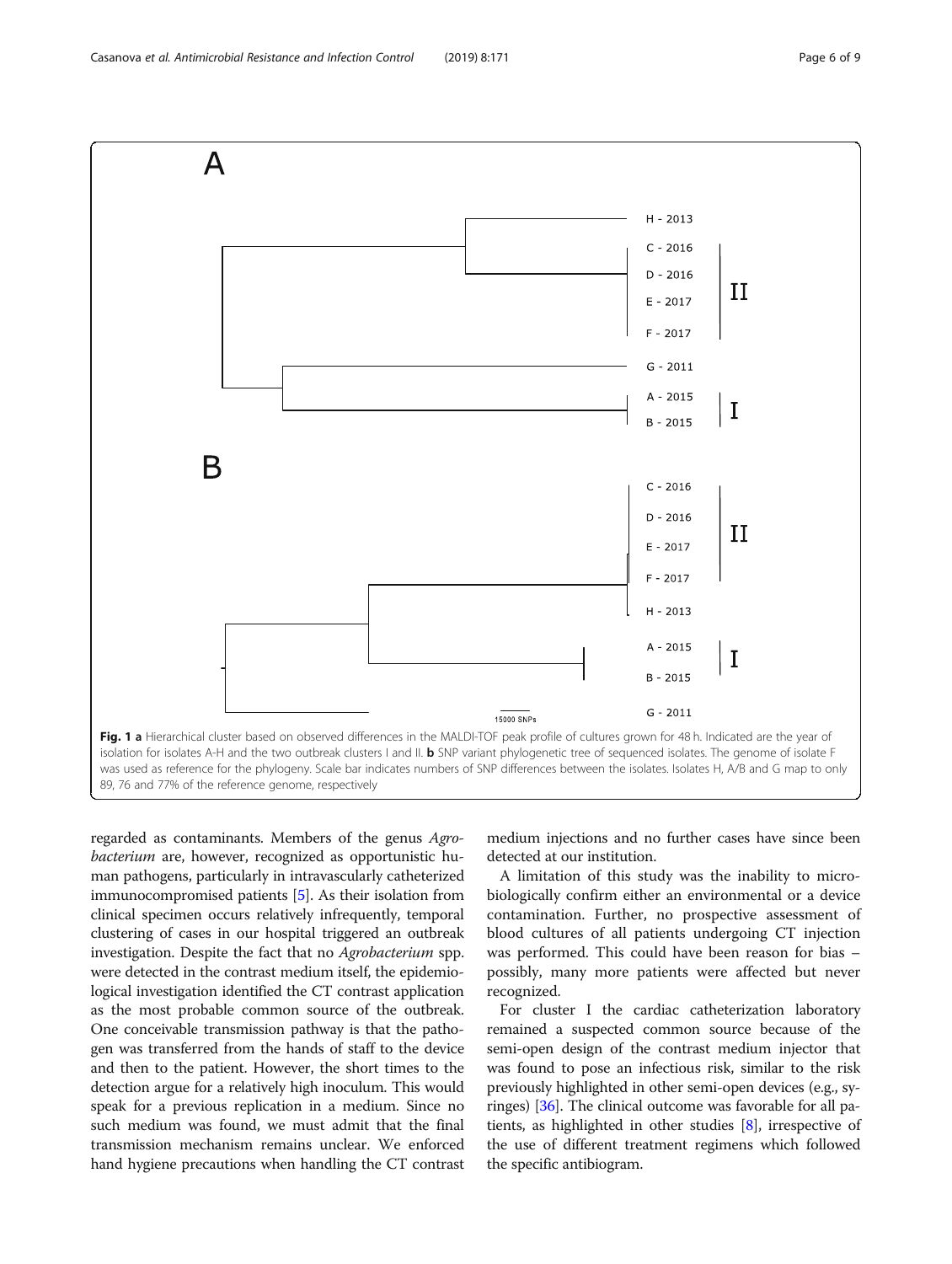**Fig. 1 a** Hierarchical cluster based on observed differences in the MALDI-TOF peak profile of cultures grown for 48 h. Indicated are the year of isolation for isolates A-H and the two outbreak clusters I and II. **b** SNP variant phylogenetic tree of sequenced isolates. The genome of isolate F was used as reference for the phylogeny. Scale bar indicates numbers of SNP differences between the isolates. Isolates H, A/B and G map to only 89, 76 and 77% of the reference genome, respectively

regarded as contaminants. Members of the genus *Agrobacterium* are, however, recognized as opportunistic human pathogens, particularly in intravascularly catheterized immunocompromised patients [5]. As their isolation from clinical specimen occurs relatively infrequently, temporal clustering of cases in our hospital triggered an outbreak investigation. Despite the fact that no *Agrobacterium* spp. were detected in the contrast medium itself, the epidemiological investigation identified the CT contrast application as the most probable common source of the outbreak. One conceivable transmission pathway is that the pathogen was transferred from the hands of staff to the device and then to the patient. However, the short times to the detection argue for a relatively high inoculum. This would speak for a previous replication in a medium. Since no such medium was found, we must admit that the final transmission mechanism remains unclear. We enforced hand hygiene precautions when handling the CT contrast medium injections and no further cases have since been detected at our institution.

A limitation of this study was the inability to microbiologically confirm either an environmental or a device contamination. Further, no prospective assessment of blood cultures of all patients undergoing CT injection was performed. This could have been reason for bias – possibly, many more patients were affected but never recognized.

For cluster I the cardiac catheterization laboratory remained a suspected common source because of the semi-open design of the contrast medium injector that was found to pose an infectious risk, similar to the risk previously highlighted in other semi-open devices (e.g., syringes) [36]. The clinical outcome was favorable for all patients, as highlighted in other studies [8], irrespective of the use of different treatment regimens which followed the specific antibiogram.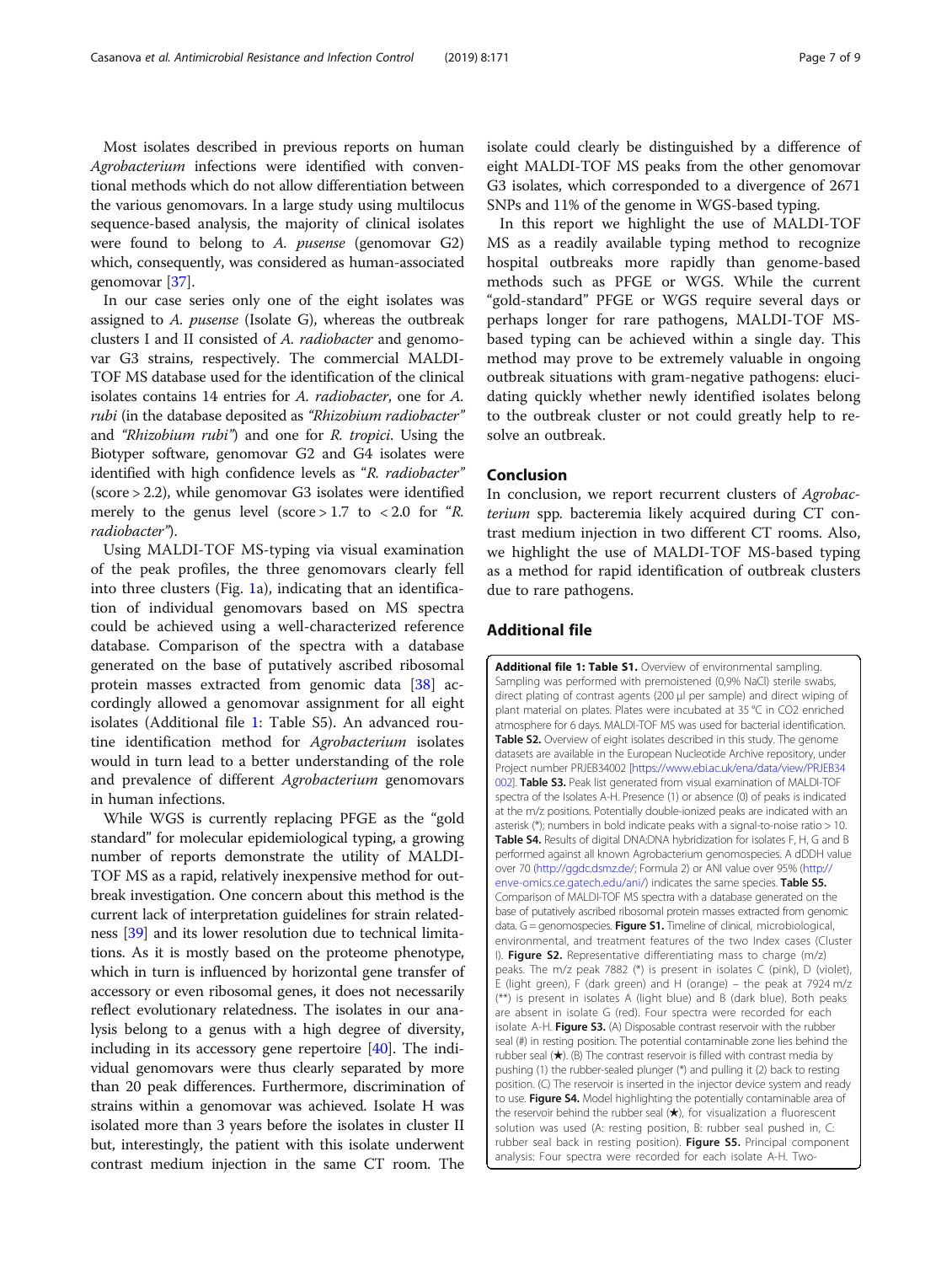Most isolates described in previous reports on human *Agrobacterium* infections were identified with conventional methods which do not allow differentiation between the various genomovars. In a large study using multilocus sequence-based analysis, the majority of clinical isolates were found to belong to *A. pusense* (genomovar G2) which, consequently, was considered as human-associated genomovar [37].

In our case series only one of the eight isolates was assigned to *A. pusense* (Isolate G), whereas the outbreak clusters I and II consisted of *A. radiobacter* and genomovar G3 strains, respectively. The commercial MALDI-TOF MS database used for the identification of the clinical isolates contains 14 entries for *A. radiobacter*, one for *A. rubi* (in the database deposited as *"Rhizobium radiobacter"* and *"Rhizobium rubi"*) and one for *R. tropici*. Using the Biotyper software, genomovar G2 and G4 isolates were identified with high confidence levels as "*R. radiobacter*" (score > 2.2), while genomovar G3 isolates were identified merely to the genus level (score > 1.7 to < 2.0 for "*R. radiobacter*").

Using MALDI-TOF MS-typing via visual examination of the peak profiles, the three genomovars clearly fell into three clusters (Fig. 1a), indicating that an identification of individual genomovars based on MS spectra could be achieved using a well-characterized reference database. Comparison of the spectra with a database generated on the base of putatively ascribed ribosomal protein masses extracted from genomic data [38] accordingly allowed a genomovar assignment for all eight isolates (Additional file 1: Table S5). An advanced routine identification method for *Agrobacterium* isolates would in turn lead to a better understanding of the role and prevalence of different *Agrobacterium* genomovars in human infections.

While WGS is currently replacing PFGE as the "gold standard" for molecular epidemiological typing, a growing number of reports demonstrate the utility of MALDI-TOF MS as a rapid, relatively inexpensive method for outbreak investigation. One concern about this method is the current lack of interpretation guidelines for strain relatedness [39] and its lower resolution due to technical limitations. As it is mostly based on the proteome phenotype, which in turn is influenced by horizontal gene transfer of accessory or even ribosomal genes, it does not necessarily reflect evolutionary relatedness. The isolates in our analysis belong to a genus with a high degree of diversity, including in its accessory gene repertoire [40]. The individual genomovars were thus clearly separated by more than 20 peak differences. Furthermore, discrimination of strains within a genomovar was achieved. Isolate H was isolated more than 3 years before the isolates in cluster II but, interestingly, the patient with this isolate underwent contrast medium injection in the same CT room. The isolate could clearly be distinguished by a difference of eight MALDI-TOF MS peaks from the other genomovar G3 isolates, which corresponded to a divergence of 2671 SNPs and 11% of the genome in WGS-based typing.

In this report we highlight the use of MALDI-TOF MS as a readily available typing method to recognize hospital outbreaks more rapidly than genome-based methods such as PFGE or WGS. While the current "gold-standard" PFGE or WGS require several days or perhaps longer for rare pathogens, MALDI-TOF MS-based typing can be achieved within a single day. This method may prove to be extremely valuable in ongoing outbreak situations with gram-negative pathogens: elucidating quickly whether newly identified isolates belong to the outbreak cluster or not could greatly help to resolve an outbreak.

## Conclusion

In conclusion, we report recurrent clusters of *Agrobacterium* spp. bacteremia likely acquired during CT contrast medium injection in two different CT rooms. Also, we highlight the use of MALDI-TOF MS-based typing as a method for rapid identification of outbreak clusters due to rare pathogens.

## Additional file

**Additional file 1: Table S1.** Overview of environmental sampling. Sampling was performed with premoistened (0,9% NaCl) sterile swabs, direct plating of contrast agents (200 μl per sample) and direct wiping of plant material on plates. Plates were incubated at 35 °C in CO2 enriched atmosphere for 6 days. MALDI-TOF MS was used for bacterial identification. **Table S2.** Overview of eight isolates described in this study. The genome datasets are available in the European Nucleotide Archive repository, under Project number PRJEB34002 [https://www.ebi.ac.uk/ena/data/view/PRJEB34002]. **Table S3.** Peak list generated from visual examination of MALDI-TOF spectra of the Isolates A-H. Presence (1) or absence (0) of peaks is indicated at the m/z positions. Potentially double-ionized peaks are indicated with an asterisk (*); numbers in bold indicate peaks with a signal-to-noise ratio > 10. **Table S4.** Results of digital DNA:DNA hybridization for isolates F, H, G and B performed against all known Agrobacterium genomospecies. A dDDH value over 70 (http://ggdc.dsmz.de/; Formula 2) or ANI value over 95% (http://enve-omics.ce.gatech.edu/ani/) indicates the same species. **Table S5.** Comparison of MALDI-TOF MS spectra with a database generated on the base of putatively ascribed ribosomal protein masses extracted from genomic data. G = genomospecies. **Figure S1.** Timeline of clinical, microbiological, environmental, and treatment features of the two Index cases (Cluster I). **Figure S2.** Representative differentiating mass to charge (m/z) peaks. The m/z peak 7882 (*) is present in isolates C (pink), D (violet), E (light green), F (dark green) and H (orange) – the peak at 7924 m/z (**) is present in isolates A (light blue) and B (dark blue). Both peaks are absent in isolate G (red). Four spectra were recorded for each isolate A-H. **Figure S3.** (A) Disposable contrast reservoir with the rubber seal (#) in resting position. The potential contaminable zone lies behind the rubber seal (★). (B) The contrast reservoir is filled with contrast media by pushing (1) the rubber-sealed plunger (*) and pulling it (2) back to resting position. (C) The reservoir is inserted in the injector device system and ready to use. **Figure S4.** Model highlighting the potentially contaminable area of the reservoir behind the rubber seal (★), for visualization a fluorescent solution was used (A: resting position, B: rubber seal pushed in, C: rubber seal back in resting position). **Figure S5.** Principal component analysis: Four spectra were recorded for each isolate A-H. Two-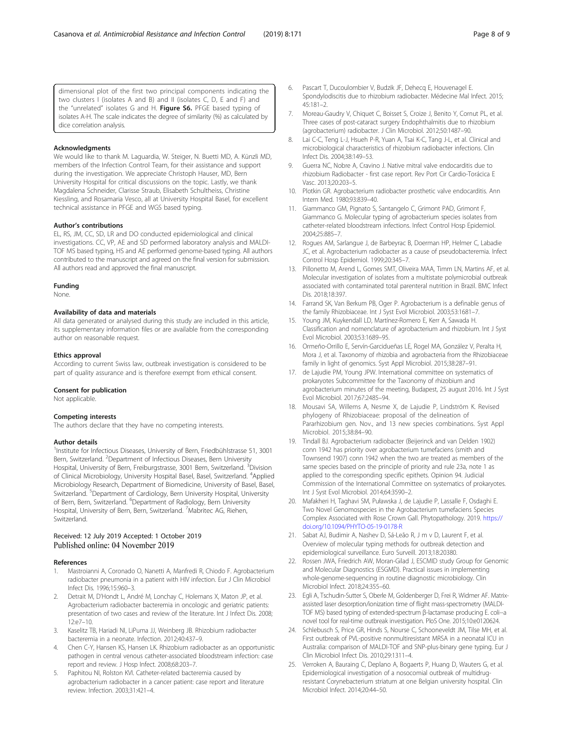dimensional plot of the first two principal components indicating the two clusters I (isolates A and B) and II (isolates C, D, E and F) and the "unrelated" isolates G and H. **Figure S6.** PFGE based typing of isolates A-H. The scale indicates the degree of similarity (%) as calculated by dice correlation analysis.

#### Acknowledgments

We would like to thank M. Laguardia, W. Steiger, N. Buetti MD, A. Künzli MD, members of the Infection Control Team, for their assistance and support during the investigation. We appreciate Christoph Hauser, MD, Bern University Hospital for critical discussions on the topic. Lastly, we thank Magdalena Schneider, Clarisse Straub, Elisabeth Schultheiss, Christine Kiessling, and Rosamaria Vesco, all at University Hospital Basel, for excellent technical assistance in PFGE and WGS based typing.

#### Author's contributions

EL, RS, JM, CC, SD, LR and DO conducted epidemiological and clinical investigations. CC, VP, AE and SD performed laboratory analysis and MALDI-TOF MS based typing, HS and AE performed genome-based typing. All authors contributed to the manuscript and agreed on the final version for submission. All authors read and approved the final manuscript.

#### Funding

None.

#### Availability of data and materials

All data generated or analysed during this study are included in this article, its supplementary information files or are available from the corresponding author on reasonable request.

#### Ethics approval

According to current Swiss law, outbreak investigation is considered to be part of quality assurance and is therefore exempt from ethical consent.

#### Consent for publication

Not applicable.

#### Competing interests

The authors declare that they have no competing interests.

#### Author details

[1]Institute for Infectious Diseases, University of Bern, Friedbühlstrasse 51, 3001 Bern, Switzerland. [2]Department of Infectious Diseases, Bern University Hospital, University of Bern, Freiburgstrasse, 3001 Bern, Switzerland. [3]Division of Clinical Microbiology, University Hospital Basel, Basel, Switzerland. [4]Applied Microbiology Research, Department of Biomedicine, University of Basel, Basel, Switzerland. [5]Department of Cardiology, Bern University Hospital, University of Bern, Bern, Switzerland. [6]Department of Radiology, Bern University Hospital, University of Bern, Bern, Switzerland. [7]Mabritec AG, Riehen, Switzerland.

Received: 12 July 2019 Accepted: 1 October 2019
Published online: 04 November 2019

#### References

1. Mastroianni A, Coronado O, Nanetti A, Manfredi R, Chiodo F. Agrobacterium radiobacter pneumonia in a patient with HIV infection. Eur J Clin Microbiol Infect Dis. 1996;15:960–3.
2. Detrait M, D'Hondt L, André M, Lonchay C, Holemans X, Maton JP, et al. Agrobacterium radiobacter bacteremia in oncologic and geriatric patients: presentation of two cases and review of the literature. Int J Infect Dis. 2008; 12:e7–10.
3. Kaselitz TB, Hariadi NI, LiPuma JJ, Weinberg JB. Rhizobium radiobacter bacteremia in a neonate. Infection. 2012;40:437–9.
4. Chen C-Y, Hansen KS, Hansen LK. Rhizobium radiobacter as an opportunistic pathogen in central venous catheter-associated bloodstream infection: case report and review. J Hosp Infect. 2008;68:203–7.
5. Paphitou NI, Rolston KVI. Catheter-related bacteremia caused by agrobacterium radiobacter in a cancer patient: case report and literature review. Infection. 2003;31:421–4.
6. Pascart T, Ducoulombier V, Budzik JF, Dehecq E, Houvenagel E. Spondylodiscitis due to rhizobium radiobacter. Médecine Mal Infect. 2015; 45:181–2.
7. Moreau-Gaudry V, Chiquet C, Boisset S, Croize J, Benito Y, Cornut PL, et al. Three cases of post-cataract surgery Endophthalmitis due to rhizobium (agrobacterium) radiobacter. J Clin Microbiol. 2012;50:1487–90.
8. Lai C-C, Teng L-J, Hsueh P-R, Yuan A, Tsai K-C, Tang J-L, et al. Clinical and microbiological characteristics of rhizobium radiobacter infections. Clin Infect Dis. 2004;38:149–53.
9. Guerra NC, Nobre A, Cravino J. Native mitral valve endocarditis due to rhizobium Radiobacter - first case report. Rev Port Cir Cardio-Torácica E Vasc. 2013;20:203–5.
10. Plotkin GR. Agrobacterium radiobacter prosthetic valve endocarditis. Ann Intern Med. 1980;93:839–40.
11. Giammanco GM, Pignato S, Santangelo C, Grimont PAD, Grimont F, Giammanco G. Molecular typing of agrobacterium species isolates from catheter-related bloodstream infections. Infect Control Hosp Epidemiol. 2004;25:885–7.
12. Rogues AM, Sarlangue J, de Barbeyrac B, Doerman HP, Helmer C, Labadie JC, et al. Agrobacterium radiobacter as a cause of pseudobacteremia. Infect Control Hosp Epidemiol. 1999;20:345–7.
13. Pillonetto M, Arend L, Gomes SMT, Oliveira MAA, Timm LN, Martins AF, et al. Molecular investigation of isolates from a multistate polymicrobial outbreak associated with contaminated total parenteral nutrition in Brazil. BMC Infect Dis. 2018;18:397.
14. Farrand SK, Van Berkum PB, Oger P. Agrobacterium is a definable genus of the family Rhizobiaceae. Int J Syst Evol Microbiol. 2003;53:1681–7.
15. Young JM, Kuykendall LD, Martínez-Romero E, Kerr A, Sawada H. Classification and nomenclature of agrobacterium and rhizobium. Int J Syst Evol Microbiol. 2003;53:1689–95.
16. Ormeño-Orrillo E, Servín-Garcidueñas LE, Rogel MA, González V, Peralta H, Mora J, et al. Taxonomy of rhizobia and agrobacteria from the Rhizobiaceae family in light of genomics. Syst Appl Microbiol. 2015;38:287–91.
17. de Lajudie PM, Young JPW. International committee on systematics of prokaryotes Subcommittee for the Taxonomy of rhizobium and agrobacterium minutes of the meeting, Budapest, 25 august 2016. Int J Syst Evol Microbiol. 2017;67:2485–94.
18. Mousavi SA, Willems A, Nesme X, de Lajudie P, Lindström K. Revised phylogeny of Rhizobiaceae: proposal of the delineation of Pararhizobium gen. Nov., and 13 new species combinations. Syst Appl Microbiol. 2015;38:84–90.
19. Tindall BJ. Agrobacterium radiobacter (Beijerinck and van Delden 1902) conn 1942 has priority over agrobacterium tumefaciens (smith and Townsend 1907) conn 1942 when the two are treated as members of the same species based on the principle of priority and rule 23a, note 1 as applied to the corresponding specific epithets. Opinion 94. Judicial Commission of the International Committee on systematics of prokaryotes. Int J Syst Evol Microbiol. 2014;64:3590–2.
20. Mafakheri H, Taghavi SM, Puławska J, de Lajudie P, Lassalle F, Osdaghi E. Two Novel Genomospecies in the Agrobacterium tumefaciens Species Complex Associated with Rose Crown Gall. Phytopathology. 2019. https://doi.org/10.1094/PHYTO-05-19-0178-R
21. Sabat AJ, Budimir A, Nashev D, Sá-Leão R, J m v D, Laurent F, et al. Overview of molecular typing methods for outbreak detection and epidemiological surveillance. Euro Surveill. 2013;18:20380.
22. Rossen JWA, Friedrich AW, Moran-Gilad J, ESCMID study Group for Genomic and Molecular Diagnostics (ESGMD). Practical issues in implementing whole-genome-sequencing in routine diagnostic microbiology. Clin Microbiol Infect. 2018;24:355–60.
23. Egli A, Tschudin-Sutter S, Oberle M, Goldenberger D, Frei R, Widmer AF. Matrix-assisted laser desorption/ionization time of flight mass-spectrometry (MALDI-TOF MS) based typing of extended-spectrum β-lactamase producing E. coli–a novel tool for real-time outbreak investigation. PloS One. 2015;10:e0120624.
24. Schlebusch S, Price GR, Hinds S, Nourse C, Schooneveldt JM, Tilse MH, et al. First outbreak of PVL-positive nonmultiresistant MRSA in a neonatal ICU in Australia: comparison of MALDI-TOF and SNP-plus-binary gene typing. Eur J Clin Microbiol Infect Dis. 2010;29:1311–4.
25. Verroken A, Bauraing C, Deplano A, Bogaerts P, Huang D, Wauters G, et al. Epidemiological investigation of a nosocomial outbreak of multidrug-resistant Corynebacterium striatum at one Belgian university hospital. Clin Microbiol Infect. 2014;20:44–50.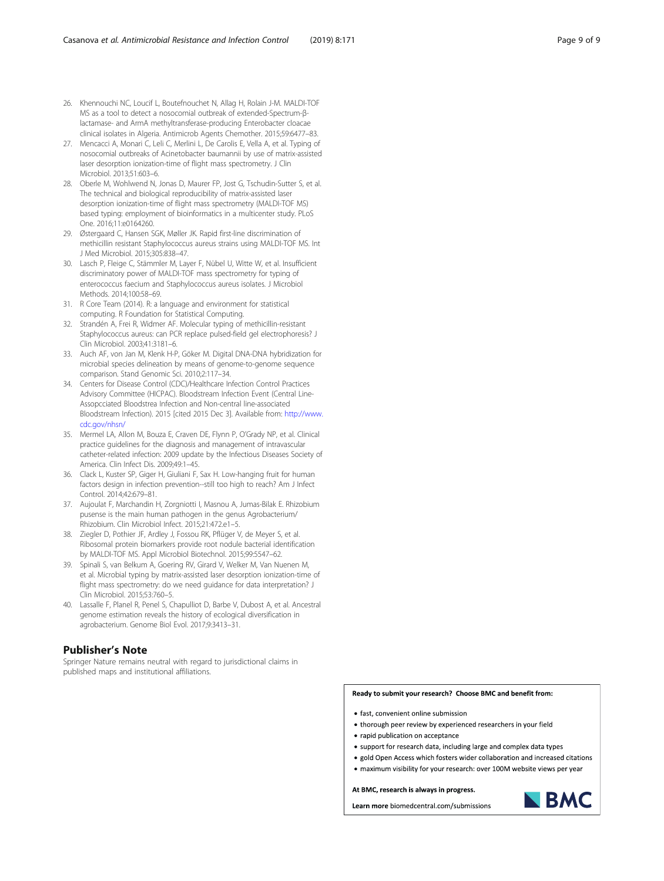26. Khennouchi NC, Loucif L, Boutefnouchet N, Allag H, Rolain J-M. MALDI-TOF MS as a tool to detect a nosocomial outbreak of extended-Spectrum-β-lactamase- and ArmA methyltransferase-producing Enterobacter cloacae clinical isolates in Algeria. Antimicrob Agents Chemother. 2015;59:6477–83.
27. Mencacci A, Monari C, Leli C, Merlini L, De Carolis E, Vella A, et al. Typing of nosocomial outbreaks of Acinetobacter baumannii by use of matrix-assisted laser desorption ionization-time of flight mass spectrometry. J Clin Microbiol. 2013;51:603–6.
28. Oberle M, Wohlwend N, Jonas D, Maurer FP, Jost G, Tschudin-Sutter S, et al. The technical and biological reproducibility of matrix-assisted laser desorption ionization-time of flight mass spectrometry (MALDI-TOF MS) based typing: employment of bioinformatics in a multicenter study. PLoS One. 2016;11:e0164260.
29. Østergaard C, Hansen SGK, Møller JK. Rapid first-line discrimination of methicillin resistant Staphylococcus aureus strains using MALDI-TOF MS. Int J Med Microbiol. 2015;305:838–47.
30. Lasch P, Fleige C, Stämmler M, Layer F, Nübel U, Witte W, et al. Insufficient discriminatory power of MALDI-TOF mass spectrometry for typing of enterococcus faecium and Staphylococcus aureus isolates. J Microbiol Methods. 2014;100:58–69.
31. R Core Team (2014). R: a language and environment for statistical computing. R Foundation for Statistical Computing.
32. Strandén A, Frei R, Widmer AF. Molecular typing of methicillin-resistant Staphylococcus aureus: can PCR replace pulsed-field gel electrophoresis? J Clin Microbiol. 2003;41:3181–6.
33. Auch AF, von Jan M, Klenk H-P, Göker M. Digital DNA-DNA hybridization for microbial species delineation by means of genome-to-genome sequence comparison. Stand Genomic Sci. 2010;2:117–34.
34. Centers for Disease Control (CDC)/Healthcare Infection Control Practices Advisory Committee (HICPAC). Bloodstream Infection Event (Central Line-Assopcciated Bloodstrea Infection and Non-central line-associated Bloodstream Infection). 2015 [cited 2015 Dec 3]. Available from: http://www.cdc.gov/nhsn/
35. Mermel LA, Allon M, Bouza E, Craven DE, Flynn P, O'Grady NP, et al. Clinical practice guidelines for the diagnosis and management of intravascular catheter-related infection: 2009 update by the Infectious Diseases Society of America. Clin Infect Dis. 2009;49:1–45.
36. Clack L, Kuster SP, Giger H, Giuliani F, Sax H. Low-hanging fruit for human factors design in infection prevention--still too high to reach? Am J Infect Control. 2014;42:679–81.
37. Aujoulat F, Marchandin H, Zorgniotti I, Masnou A, Jumas-Bilak E. Rhizobium pusense is the main human pathogen in the genus Agrobacterium/Rhizobium. Clin Microbiol Infect. 2015;21:472.e1–5.
38. Ziegler D, Pothier JF, Ardley J, Fossou RK, Pflüger V, de Meyer S, et al. Ribosomal protein biomarkers provide root nodule bacterial identification by MALDI-TOF MS. Appl Microbiol Biotechnol. 2015;99:5547–62.
39. Spinali S, van Belkum A, Goering RV, Girard V, Welker M, Van Nuenen M, et al. Microbial typing by matrix-assisted laser desorption ionization-time of flight mass spectrometry: do we need guidance for data interpretation? J Clin Microbiol. 2015;53:760–5.
40. Lassalle F, Planel R, Penel S, Chapulliot D, Barbe V, Dubost A, et al. Ancestral genome estimation reveals the history of ecological diversification in agrobacterium. Genome Biol Evol. 2017;9:3413–31.

## Publisher's Note

Springer Nature remains neutral with regard to jurisdictional claims in published maps and institutional affiliations.

**Ready to submit your research? Choose BMC and benefit from:**

- fast, convenient online submission
- thorough peer review by experienced researchers in your field
- rapid publication on acceptance
- support for research data, including large and complex data types
- gold Open Access which fosters wider collaboration and increased citations
- maximum visibility for your research: over 100M website views per year

**At BMC, research is always in progress.**

**Learn more** biomedcentral.com/submissions

BMC